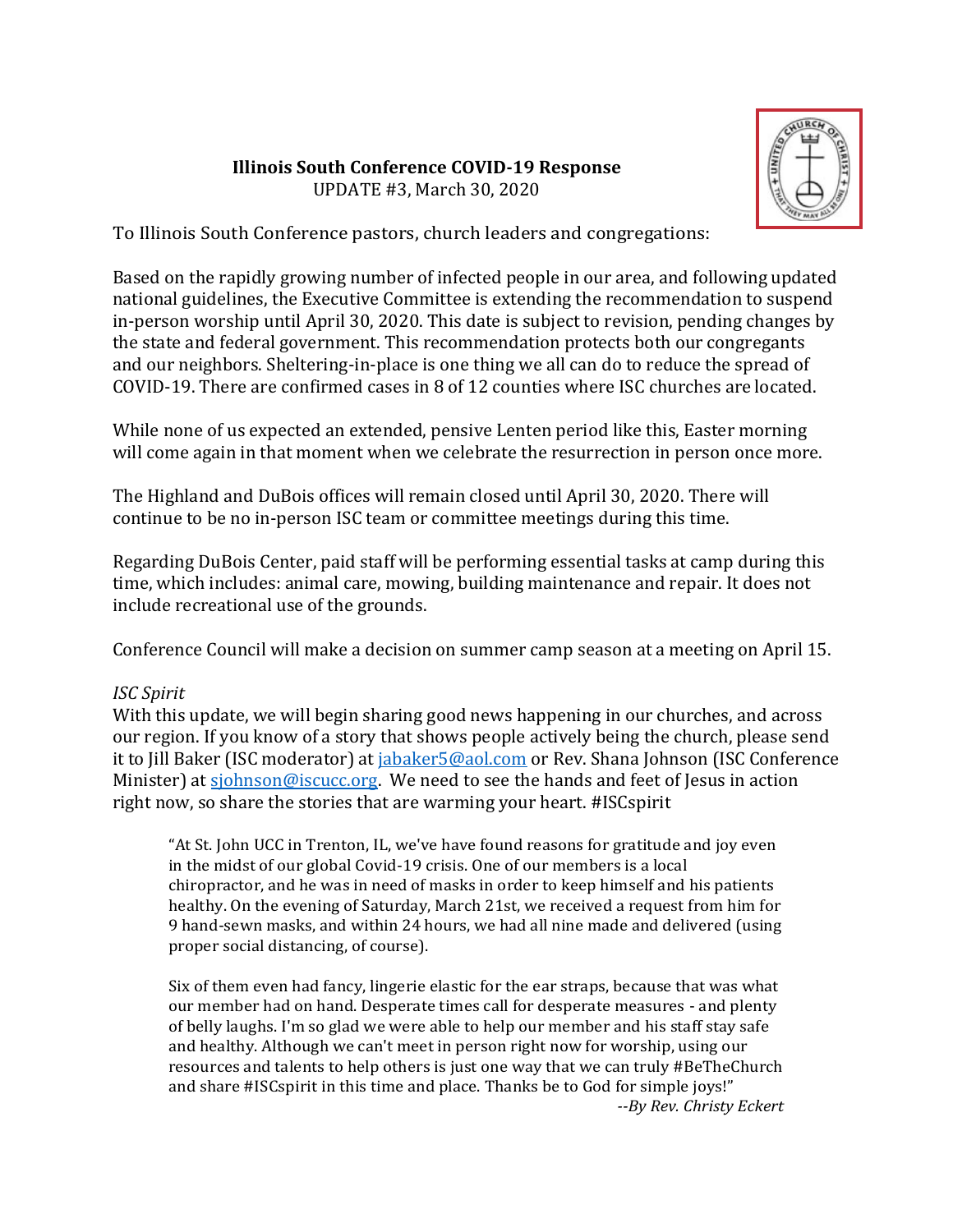**Illinois South Conference COVID-19 Response**
UPDATE #3, March 30, 2020

To Illinois South Conference pastors, church leaders and congregations:

Based on the rapidly growing number of infected people in our area, and following updated national guidelines, the Executive Committee is extending the recommendation to suspend in-person worship until April 30, 2020. This date is subject to revision, pending changes by the state and federal government. This recommendation protects both our congregants and our neighbors. Sheltering-in-place is one thing we all can do to reduce the spread of COVID-19. There are confirmed cases in 8 of 12 counties where ISC churches are located.

While none of us expected an extended, pensive Lenten period like this, Easter morning will come again in that moment when we celebrate the resurrection in person once more.

The Highland and DuBois offices will remain closed until April 30, 2020. There will continue to be no in-person ISC team or committee meetings during this time.

Regarding DuBois Center, paid staff will be performing essential tasks at camp during this time, which includes: animal care, mowing, building maintenance and repair. It does not include recreational use of the grounds.

Conference Council will make a decision on summer camp season at a meeting on April 15.

*ISC Spirit*
With this update, we will begin sharing good news happening in our churches, and across our region. If you know of a story that shows people actively being the church, please send it to Jill Baker (ISC moderator) at jabaker5@aol.com or Rev. Shana Johnson (ISC Conference Minister) at sjohnson@iscucc.org. We need to see the hands and feet of Jesus in action right now, so share the stories that are warming your heart. #ISCspirit

> "At St. John UCC in Trenton, IL, we've have found reasons for gratitude and joy even in the midst of our global Covid-19 crisis. One of our members is a local chiropractor, and he was in need of masks in order to keep himself and his patients healthy. On the evening of Saturday, March 21st, we received a request from him for 9 hand-sewn masks, and within 24 hours, we had all nine made and delivered (using proper social distancing, of course).
>
> Six of them even had fancy, lingerie elastic for the ear straps, because that was what our member had on hand. Desperate times call for desperate measures - and plenty of belly laughs. I'm so glad we were able to help our member and his staff stay safe and healthy. Although we can't meet in person right now for worship, using our resources and talents to help others is just one way that we can truly #BeTheChurch and share #ISCspirit in this time and place. Thanks be to God for simple joys!"
>
> *--By Rev. Christy Eckert*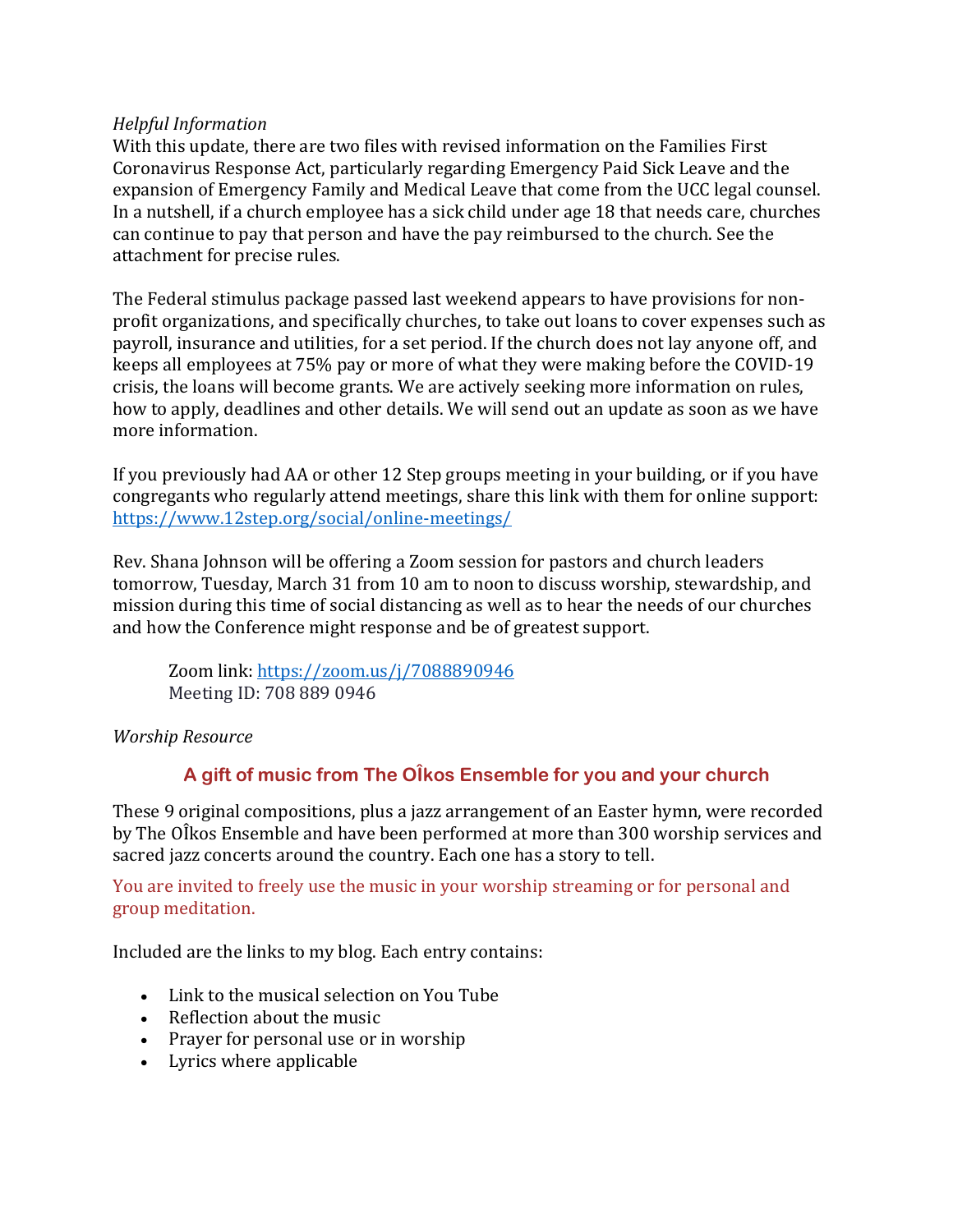*Helpful Information*

With this update, there are two files with revised information on the Families First Coronavirus Response Act, particularly regarding Emergency Paid Sick Leave and the expansion of Emergency Family and Medical Leave that come from the UCC legal counsel. In a nutshell, if a church employee has a sick child under age 18 that needs care, churches can continue to pay that person and have the pay reimbursed to the church. See the attachment for precise rules.

The Federal stimulus package passed last weekend appears to have provisions for non-profit organizations, and specifically churches, to take out loans to cover expenses such as payroll, insurance and utilities, for a set period. If the church does not lay anyone off, and keeps all employees at 75% pay or more of what they were making before the COVID-19 crisis, the loans will become grants. We are actively seeking more information on rules, how to apply, deadlines and other details. We will send out an update as soon as we have more information.

If you previously had AA or other 12 Step groups meeting in your building, or if you have congregants who regularly attend meetings, share this link with them for online support: https://www.12step.org/social/online-meetings/

Rev. Shana Johnson will be offering a Zoom session for pastors and church leaders tomorrow, Tuesday, March 31 from 10 am to noon to discuss worship, stewardship, and mission during this time of social distancing as well as to hear the needs of our churches and how the Conference might response and be of greatest support.

> Zoom link: https://zoom.us/j/7088890946
> Meeting ID: 708 889 0946

*Worship Resource*

## A gift of music from The OÎkos Ensemble for you and your church

These 9 original compositions, plus a jazz arrangement of an Easter hymn, were recorded by The OÎkos Ensemble and have been performed at more than 300 worship services and sacred jazz concerts around the country. Each one has a story to tell.

You are invited to freely use the music in your worship streaming or for personal and group meditation.

Included are the links to my blog. Each entry contains:

- Link to the musical selection on You Tube
- Reflection about the music
- Prayer for personal use or in worship
- Lyrics where applicable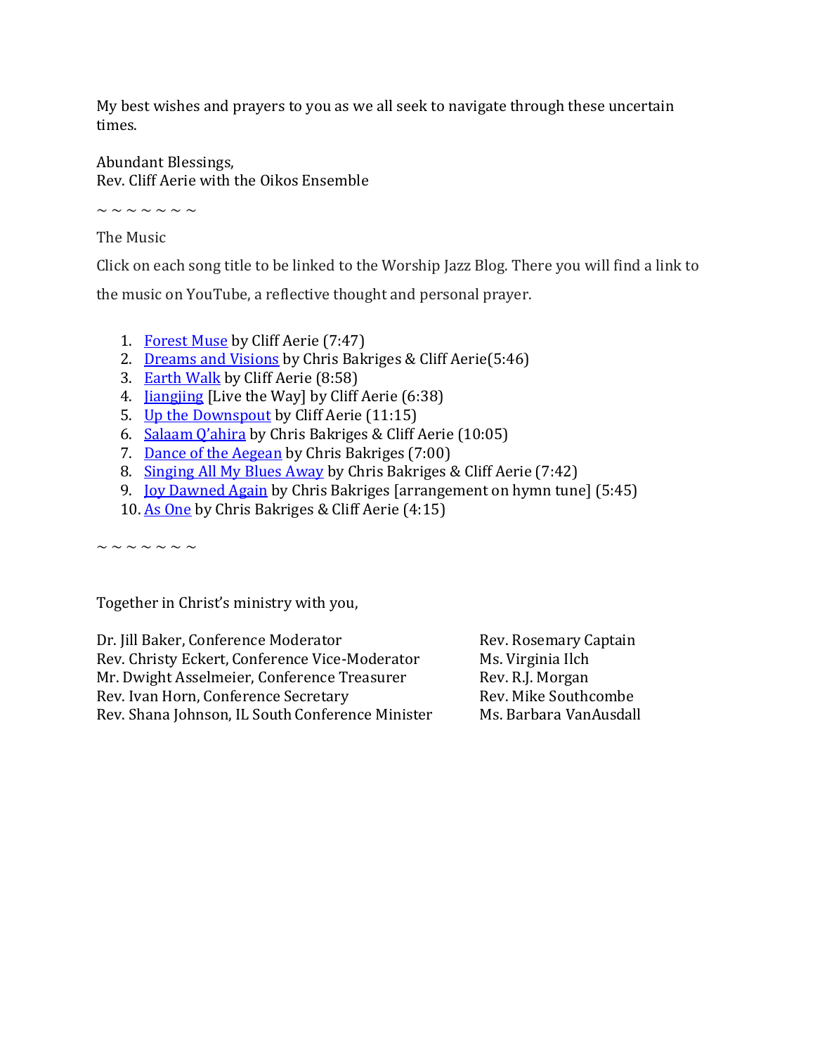My best wishes and prayers to you as we all seek to navigate through these uncertain times.

Abundant Blessings,
Rev. Cliff Aerie with the Oikos Ensemble

~ ~ ~ ~ ~ ~ ~

The Music

Click on each song title to be linked to the Worship Jazz Blog. There you will find a link to the music on YouTube, a reflective thought and personal prayer.

1. Forest Muse by Cliff Aerie (7:47)
2. Dreams and Visions by Chris Bakriges & Cliff Aerie(5:46)
3. Earth Walk by Cliff Aerie (8:58)
4. Jiangjing [Live the Way] by Cliff Aerie (6:38)
5. Up the Downspout by Cliff Aerie (11:15)
6. Salaam Q'ahira by Chris Bakriges & Cliff Aerie (10:05)
7. Dance of the Aegean by Chris Bakriges (7:00)
8. Singing All My Blues Away by Chris Bakriges & Cliff Aerie (7:42)
9. Joy Dawned Again by Chris Bakriges [arrangement on hymn tune] (5:45)
10. As One by Chris Bakriges & Cliff Aerie (4:15)

~ ~ ~ ~ ~ ~ ~

Together in Christ's ministry with you,

Dr. Jill Baker, Conference Moderator
Rev. Christy Eckert, Conference Vice-Moderator
Mr. Dwight Asselmeier, Conference Treasurer
Rev. Ivan Horn, Conference Secretary
Rev. Shana Johnson, IL South Conference Minister

Rev. Rosemary Captain
Ms. Virginia Ilch
Rev. R.J. Morgan
Rev. Mike Southcombe
Ms. Barbara VanAusdall